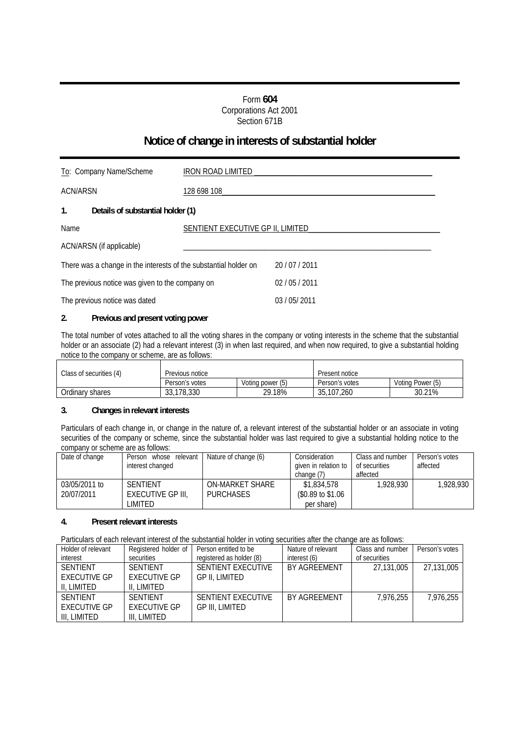Form **604**
Corporations Act 2001
Section 671B

# Notice of change in interests of substantial holder

To: Company Name/Scheme IRON ROAD LIMITED

ACN/ARSN 128 698 108

## 1. Details of substantial holder (1)

Name SENTIENT EXECUTIVE GP II, LIMITED

ACN/ARSN (if applicable)

There was a change in the interests of the substantial holder on 20 / 07 / 2011

The previous notice was given to the company on 02 / 05 / 2011

The previous notice was dated 03 / 05/ 2011

## 2. Previous and present voting power

The total number of votes attached to all the voting shares in the company or voting interests in the scheme that the substantial holder or an associate (2) had a relevant interest (3) in when last required, and when now required, to give a substantial holding notice to the company or scheme, are as follows:

| Class of securities (4) | Previous notice | | Present notice | |
|---|---|---|---|---|
| | Person's votes | Voting power (5) | Person's votes | Voting Power (5) |
| Ordinary shares | 33,178,330 | 29.18% | 35,107,260 | 30.21% |

## 3. Changes in relevant interests

Particulars of each change in, or change in the nature of, a relevant interest of the substantial holder or an associate in voting securities of the company or scheme, since the substantial holder was last required to give a substantial holding notice to the company or scheme are as follows:

| Date of change | Person whose relevant interest changed | Nature of change (6) | Consideration given in relation to change (7) | Class and number of securities affected | Person's votes affected |
|---|---|---|---|---|---|
| 03/05/2011 to 20/07/2011 | SENTIENT EXECUTIVE GP III, LIMITED | ON-MARKET SHARE PURCHASES | $1,834,578 ($0.89 to $1.06 per share) | 1,928,930 | 1,928,930 |

## 4. Present relevant interests

Particulars of each relevant interest of the substantial holder in voting securities after the change are as follows:

| Holder of relevant interest | Registered holder of securities | Person entitled to be registered as holder (8) | Nature of relevant interest (6) | Class and number of securities | Person's votes |
|---|---|---|---|---|---|
| SENTIENT EXECUTIVE GP II, LIMITED | SENTIENT EXECUTIVE GP II, LIMITED | SENTIENT EXECUTIVE GP II, LIMITED | BY AGREEMENT | 27,131,005 | 27,131,005 |
| SENTIENT EXECUTIVE GP III, LIMITED | SENTIENT EXECUTIVE GP III, LIMITED | SENTIENT EXECUTIVE GP III, LIMITED | BY AGREEMENT | 7,976,255 | 7,976,255 |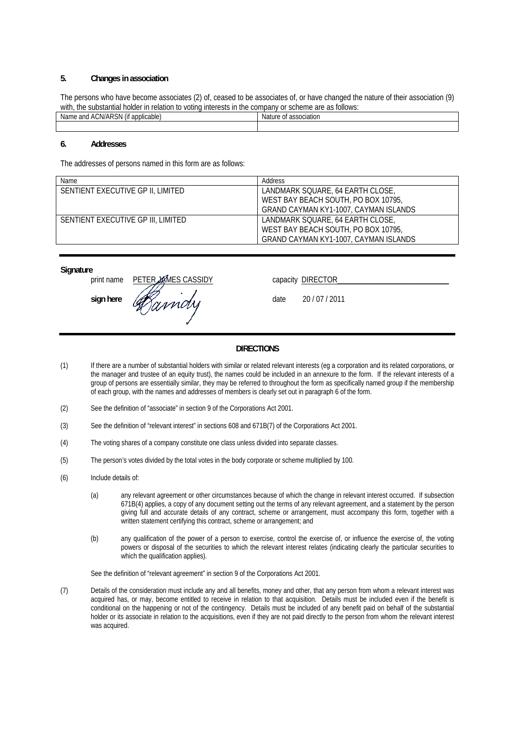## 5. Changes in association

The persons who have become associates (2) of, ceased to be associates of, or have changed the nature of their association (9) with, the substantial holder in relation to voting interests in the company or scheme are as follows:

| Name and ACN/ARSN (if applicable) | Nature of association |
|---|---|
| | |

## 6. Addresses

The addresses of persons named in this form are as follows:

| Name | Address |
|---|---|
| SENTIENT EXECUTIVE GP II, LIMITED | LANDMARK SQUARE, 64 EARTH CLOSE, WEST BAY BEACH SOUTH, PO BOX 10795, GRAND CAYMAN KY1-1007, CAYMAN ISLANDS |
| SENTIENT EXECUTIVE GP III, LIMITED | LANDMARK SQUARE, 64 EARTH CLOSE, WEST BAY BEACH SOUTH, PO BOX 10795, GRAND CAYMAN KY1-1007, CAYMAN ISLANDS |

**Signature**

print name PETER JAMES CASSIDY capacity DIRECTOR

**sign here** Cassidy date 20 / 07 / 2011

## DIRECTIONS

(1) If there are a number of substantial holders with similar or related relevant interests (eg a corporation and its related corporations, or the manager and trustee of an equity trust), the names could be included in an annexure to the form. If the relevant interests of a group of persons are essentially similar, they may be referred to throughout the form as specifically named group if the membership of each group, with the names and addresses of members is clearly set out in paragraph 6 of the form.

(2) See the definition of "associate" in section 9 of the Corporations Act 2001.

(3) See the definition of "relevant interest" in sections 608 and 671B(7) of the Corporations Act 2001.

(4) The voting shares of a company constitute one class unless divided into separate classes.

(5) The person's votes divided by the total votes in the body corporate or scheme multiplied by 100.

(6) Include details of:

(a) any relevant agreement or other circumstances because of which the change in relevant interest occurred. If subsection 671B(4) applies, a copy of any document setting out the terms of any relevant agreement, and a statement by the person giving full and accurate details of any contract, scheme or arrangement, must accompany this form, together with a written statement certifying this contract, scheme or arrangement; and

(b) any qualification of the power of a person to exercise, control the exercise of, or influence the exercise of, the voting powers or disposal of the securities to which the relevant interest relates (indicating clearly the particular securities to which the qualification applies).

See the definition of "relevant agreement" in section 9 of the Corporations Act 2001.

(7) Details of the consideration must include any and all benefits, money and other, that any person from whom a relevant interest was acquired has, or may, become entitled to receive in relation to that acquisition. Details must be included even if the benefit is conditional on the happening or not of the contingency. Details must be included of any benefit paid on behalf of the substantial holder or its associate in relation to the acquisitions, even if they are not paid directly to the person from whom the relevant interest was acquired.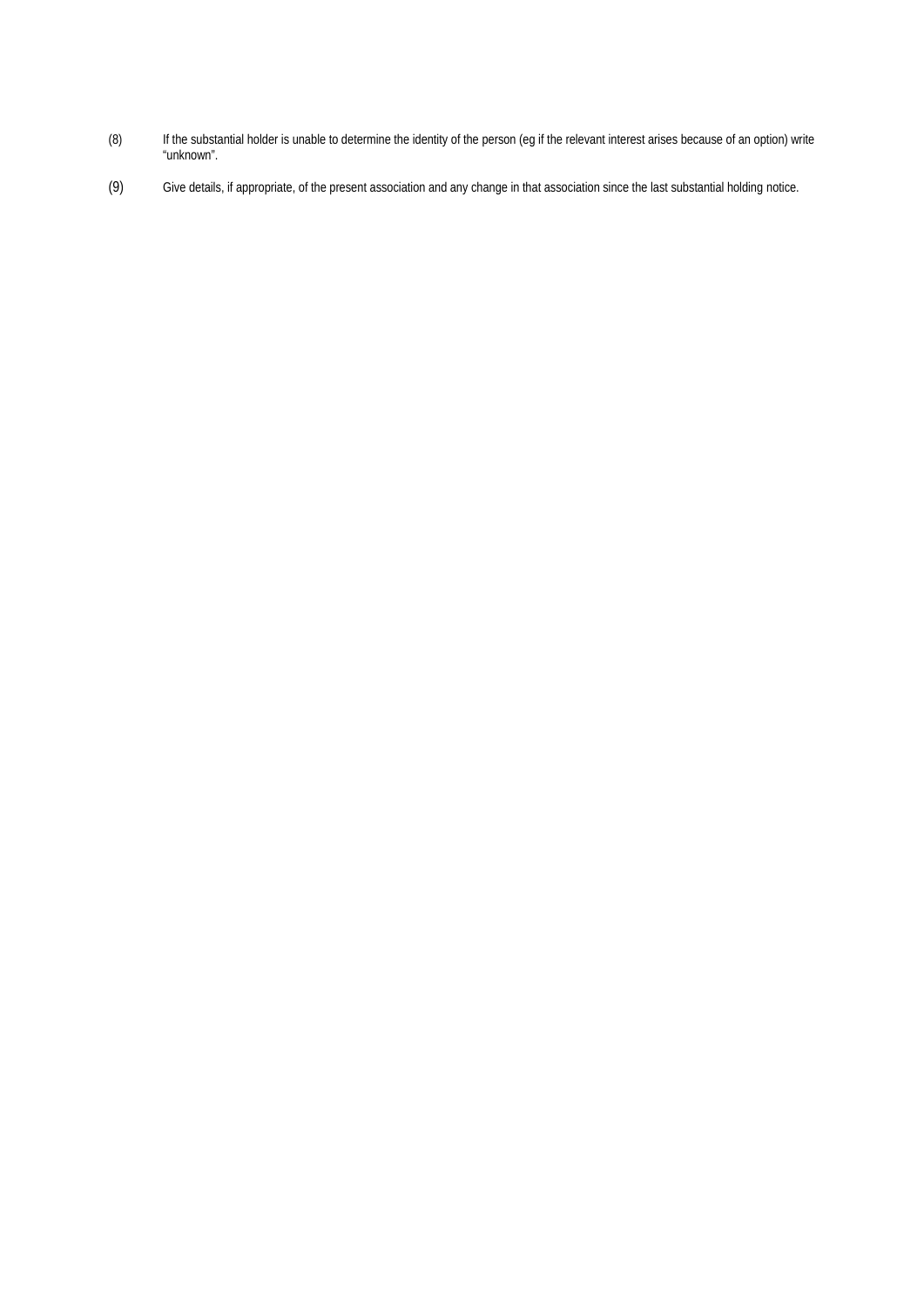(8) If the substantial holder is unable to determine the identity of the person (eg if the relevant interest arises because of an option) write "unknown".

(9) Give details, if appropriate, of the present association and any change in that association since the last substantial holding notice.